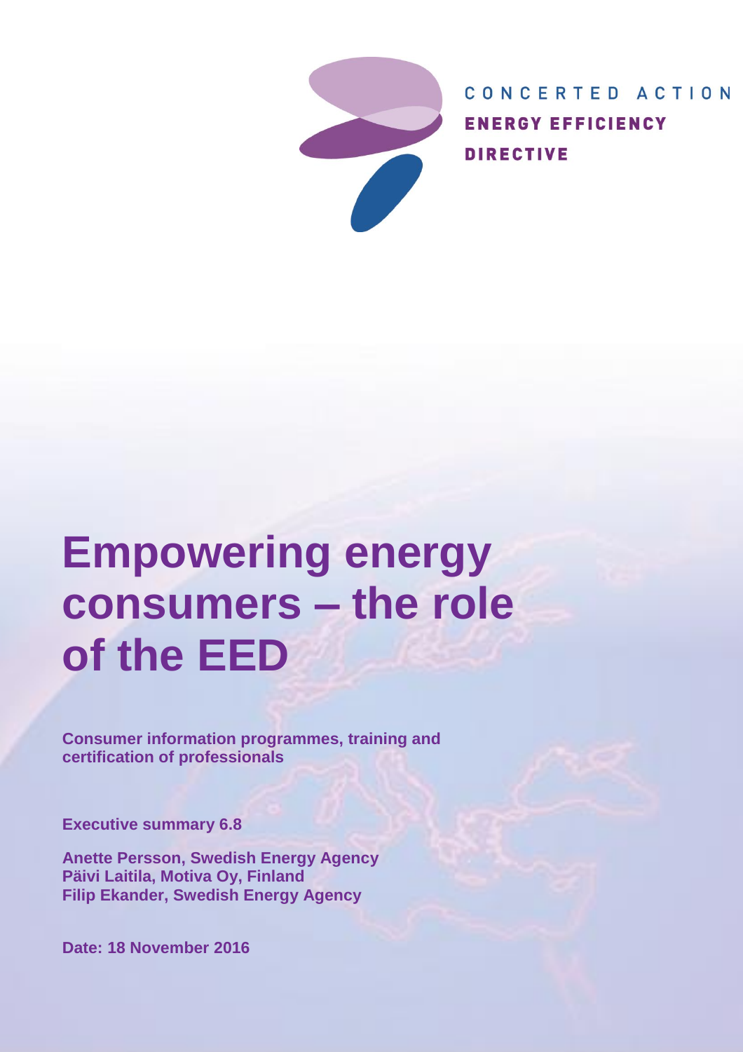CONCERTED ACTION

ENERGY EFFICIENCY

DIRECTIVE

# Empowering energy consumers – the role of the EED

**Consumer information programmes, training and certification of professionals**

**Executive summary 6.8**

**Anette Persson, Swedish Energy Agency**
**Päivi Laitila, Motiva Oy, Finland**
**Filip Ekander, Swedish Energy Agency**

**Date: 18 November 2016**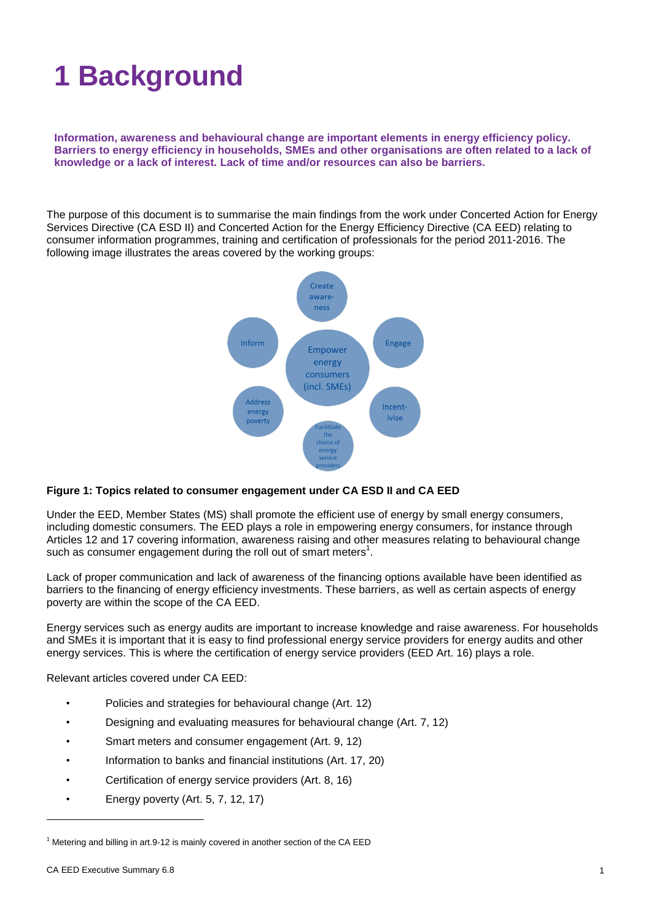# 1 Background

**Information, awareness and behavioural change are important elements in energy efficiency policy. Barriers to energy efficiency in households, SMEs and other organisations are often related to a lack of knowledge or a lack of interest. Lack of time and/or resources can also be barriers.**

The purpose of this document is to summarise the main findings from the work under Concerted Action for Energy Services Directive (CA ESD II) and Concerted Action for the Energy Efficiency Directive (CA EED) relating to consumer information programmes, training and certification of professionals for the period 2011-2016. The following image illustrates the areas covered by the working groups:

Create awareness

Inform

Engage

Empower energy consumers (incl. SMEs)

Address energy poverty

Incentivise

Facilitate the choice of energy service providers

**Figure 1: Topics related to consumer engagement under CA ESD II and CA EED**

Under the EED, Member States (MS) shall promote the efficient use of energy by small energy consumers, including domestic consumers. The EED plays a role in empowering energy consumers, for instance through Articles 12 and 17 covering information, awareness raising and other measures relating to behavioural change such as consumer engagement during the roll out of smart meters[1].

Lack of proper communication and lack of awareness of the financing options available have been identified as barriers to the financing of energy efficiency investments. These barriers, as well as certain aspects of energy poverty are within the scope of the CA EED.

Energy services such as energy audits are important to increase knowledge and raise awareness. For households and SMEs it is important that it is easy to find professional energy service providers for energy audits and other energy services. This is where the certification of energy service providers (EED Art. 16) plays a role.

Relevant articles covered under CA EED:

- Policies and strategies for behavioural change (Art. 12)
- Designing and evaluating measures for behavioural change (Art. 7, 12)
- Smart meters and consumer engagement (Art. 9, 12)
- Information to banks and financial institutions (Art. 17, 20)
- Certification of energy service providers (Art. 8, 16)
- Energy poverty (Art. 5, 7, 12, 17)

[1] Metering and billing in art.9-12 is mainly covered in another section of the CA EED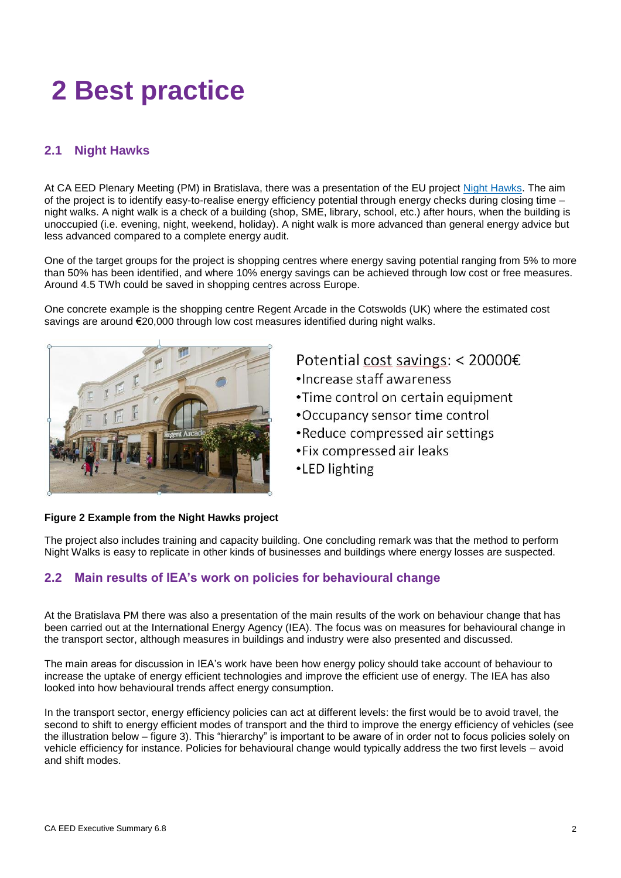# 2 Best practice

## 2.1 Night Hawks

At CA EED Plenary Meeting (PM) in Bratislava, there was a presentation of the EU project Night Hawks. The aim of the project is to identify easy-to-realise energy efficiency potential through energy checks during closing time – night walks. A night walk is a check of a building (shop, SME, library, school, etc.) after hours, when the building is unoccupied (i.e. evening, night, weekend, holiday). A night walk is more advanced than general energy advice but less advanced compared to a complete energy audit.

One of the target groups for the project is shopping centres where energy saving potential ranging from 5% to more than 50% has been identified, and where 10% energy savings can be achieved through low cost or free measures. Around 4.5 TWh could be saved in shopping centres across Europe.

One concrete example is the shopping centre Regent Arcade in the Cotswolds (UK) where the estimated cost savings are around €20,000 through low cost measures identified during night walks.

Potential cost savings: < 20000€

- Increase staff awareness
- Time control on certain equipment
- Occupancy sensor time control
- Reduce compressed air settings
- Fix compressed air leaks
- LED lighting

**Figure 2 Example from the Night Hawks project**

The project also includes training and capacity building. One concluding remark was that the method to perform Night Walks is easy to replicate in other kinds of businesses and buildings where energy losses are suspected.

## 2.2 Main results of IEA's work on policies for behavioural change

At the Bratislava PM there was also a presentation of the main results of the work on behaviour change that has been carried out at the International Energy Agency (IEA). The focus was on measures for behavioural change in the transport sector, although measures in buildings and industry were also presented and discussed.

The main areas for discussion in IEA's work have been how energy policy should take account of behaviour to increase the uptake of energy efficient technologies and improve the efficient use of energy. The IEA has also looked into how behavioural trends affect energy consumption.

In the transport sector, energy efficiency policies can act at different levels: the first would be to avoid travel, the second to shift to energy efficient modes of transport and the third to improve the energy efficiency of vehicles (see the illustration below – figure 3). This "hierarchy" is important to be aware of in order not to focus policies solely on vehicle efficiency for instance. Policies for behavioural change would typically address the two first levels – avoid and shift modes.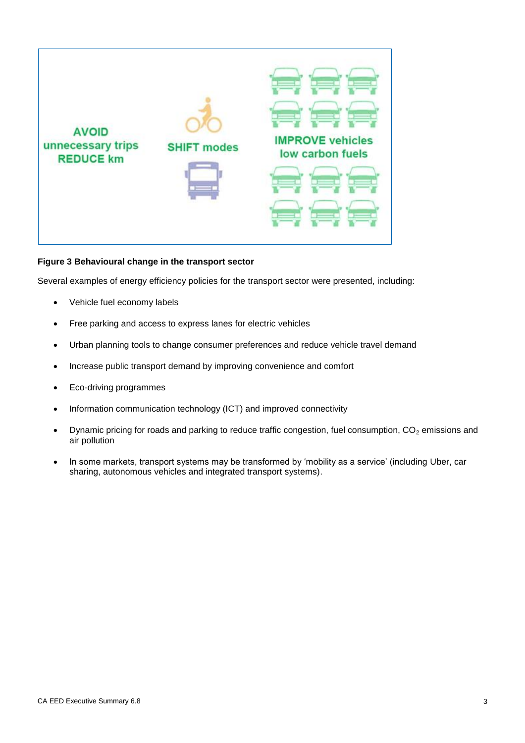AVOID unnecessary trips REDUCE km

SHIFT modes

IMPROVE vehicles low carbon fuels

**Figure 3 Behavioural change in the transport sector**

Several examples of energy efficiency policies for the transport sector were presented, including:

- Vehicle fuel economy labels
- Free parking and access to express lanes for electric vehicles
- Urban planning tools to change consumer preferences and reduce vehicle travel demand
- Increase public transport demand by improving convenience and comfort
- Eco-driving programmes
- Information communication technology (ICT) and improved connectivity
- Dynamic pricing for roads and parking to reduce traffic congestion, fuel consumption, $CO_2$ emissions and air pollution
- In some markets, transport systems may be transformed by 'mobility as a service' (including Uber, car sharing, autonomous vehicles and integrated transport systems).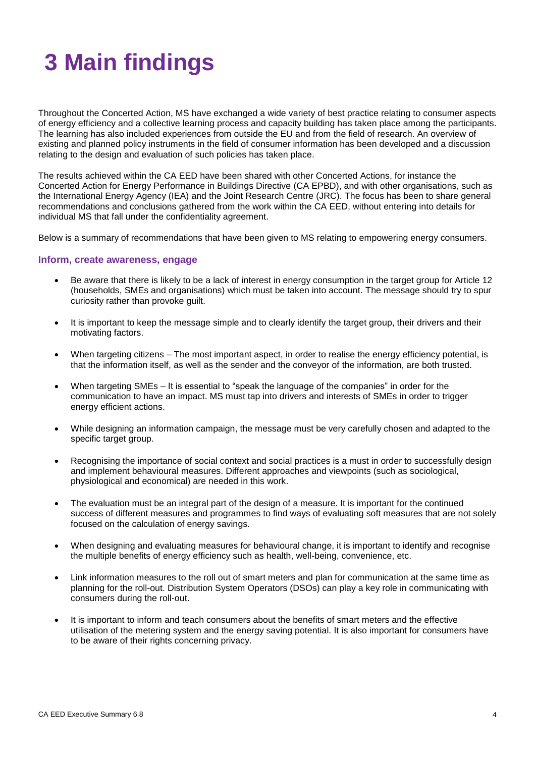# 3 Main findings

Throughout the Concerted Action, MS have exchanged a wide variety of best practice relating to consumer aspects of energy efficiency and a collective learning process and capacity building has taken place among the participants. The learning has also included experiences from outside the EU and from the field of research. An overview of existing and planned policy instruments in the field of consumer information has been developed and a discussion relating to the design and evaluation of such policies has taken place.

The results achieved within the CA EED have been shared with other Concerted Actions, for instance the Concerted Action for Energy Performance in Buildings Directive (CA EPBD), and with other organisations, such as the International Energy Agency (IEA) and the Joint Research Centre (JRC). The focus has been to share general recommendations and conclusions gathered from the work within the CA EED, without entering into details for individual MS that fall under the confidentiality agreement.

Below is a summary of recommendations that have been given to MS relating to empowering energy consumers.

### Inform, create awareness, engage

- Be aware that there is likely to be a lack of interest in energy consumption in the target group for Article 12 (households, SMEs and organisations) which must be taken into account. The message should try to spur curiosity rather than provoke guilt.
- It is important to keep the message simple and to clearly identify the target group, their drivers and their motivating factors.
- When targeting citizens – The most important aspect, in order to realise the energy efficiency potential, is that the information itself, as well as the sender and the conveyor of the information, are both trusted.
- When targeting SMEs – It is essential to "speak the language of the companies" in order for the communication to have an impact. MS must tap into drivers and interests of SMEs in order to trigger energy efficient actions.
- While designing an information campaign, the message must be very carefully chosen and adapted to the specific target group.
- Recognising the importance of social context and social practices is a must in order to successfully design and implement behavioural measures. Different approaches and viewpoints (such as sociological, physiological and economical) are needed in this work.
- The evaluation must be an integral part of the design of a measure. It is important for the continued success of different measures and programmes to find ways of evaluating soft measures that are not solely focused on the calculation of energy savings.
- When designing and evaluating measures for behavioural change, it is important to identify and recognise the multiple benefits of energy efficiency such as health, well-being, convenience, etc.
- Link information measures to the roll out of smart meters and plan for communication at the same time as planning for the roll-out. Distribution System Operators (DSOs) can play a key role in communicating with consumers during the roll-out.
- It is important to inform and teach consumers about the benefits of smart meters and the effective utilisation of the metering system and the energy saving potential. It is also important for consumers have to be aware of their rights concerning privacy.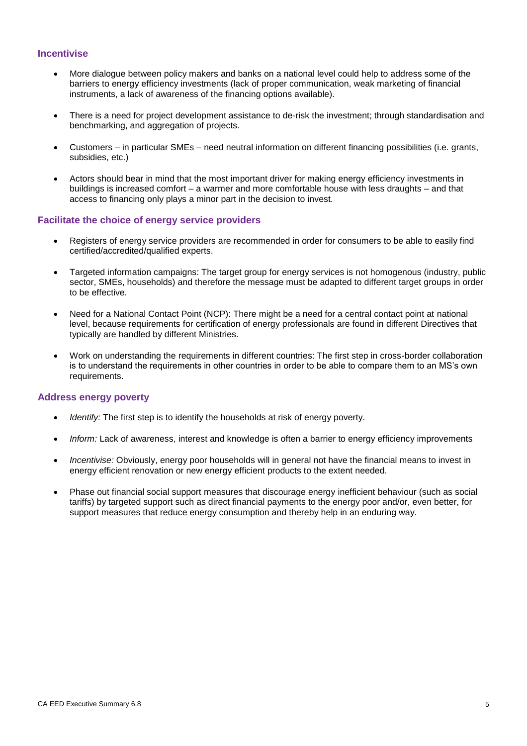### Incentivise

- More dialogue between policy makers and banks on a national level could help to address some of the barriers to energy efficiency investments (lack of proper communication, weak marketing of financial instruments, a lack of awareness of the financing options available).
- There is a need for project development assistance to de-risk the investment; through standardisation and benchmarking, and aggregation of projects.
- Customers – in particular SMEs – need neutral information on different financing possibilities (i.e. grants, subsidies, etc.)
- Actors should bear in mind that the most important driver for making energy efficiency investments in buildings is increased comfort – a warmer and more comfortable house with less draughts – and that access to financing only plays a minor part in the decision to invest.

### Facilitate the choice of energy service providers

- Registers of energy service providers are recommended in order for consumers to be able to easily find certified/accredited/qualified experts.
- Targeted information campaigns: The target group for energy services is not homogenous (industry, public sector, SMEs, households) and therefore the message must be adapted to different target groups in order to be effective.
- Need for a National Contact Point (NCP): There might be a need for a central contact point at national level, because requirements for certification of energy professionals are found in different Directives that typically are handled by different Ministries.
- Work on understanding the requirements in different countries: The first step in cross-border collaboration is to understand the requirements in other countries in order to be able to compare them to an MS's own requirements.

### Address energy poverty

- *Identify:* The first step is to identify the households at risk of energy poverty.
- *Inform:* Lack of awareness, interest and knowledge is often a barrier to energy efficiency improvements
- *Incentivise:* Obviously, energy poor households will in general not have the financial means to invest in energy efficient renovation or new energy efficient products to the extent needed.
- Phase out financial social support measures that discourage energy inefficient behaviour (such as social tariffs) by targeted support such as direct financial payments to the energy poor and/or, even better, for support measures that reduce energy consumption and thereby help in an enduring way.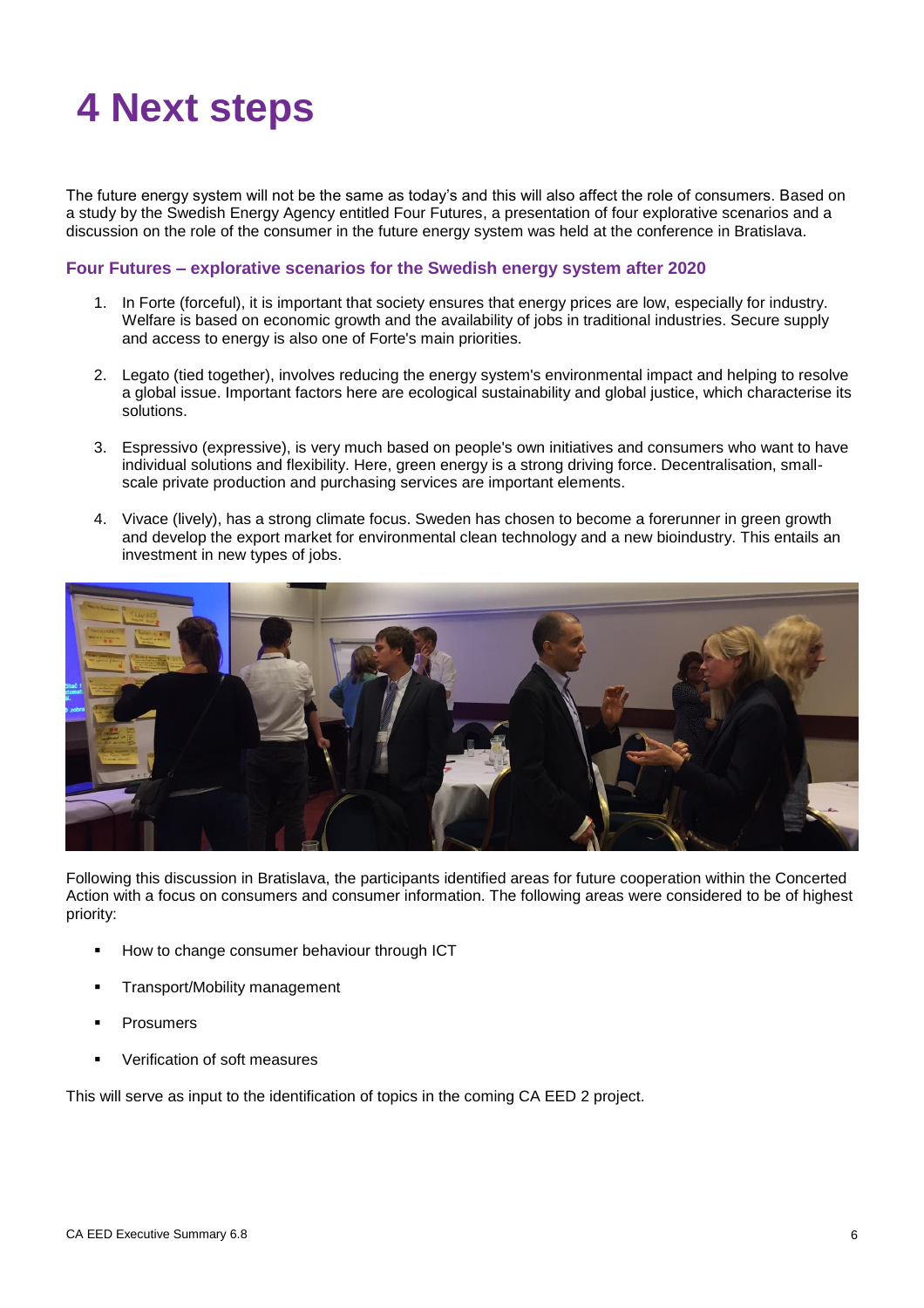# 4 Next steps

The future energy system will not be the same as today's and this will also affect the role of consumers. Based on a study by the Swedish Energy Agency entitled Four Futures, a presentation of four explorative scenarios and a discussion on the role of the consumer in the future energy system was held at the conference in Bratislava.

### Four Futures – explorative scenarios for the Swedish energy system after 2020

1. In Forte (forceful), it is important that society ensures that energy prices are low, especially for industry. Welfare is based on economic growth and the availability of jobs in traditional industries. Secure supply and access to energy is also one of Forte's main priorities.

2. Legato (tied together), involves reducing the energy system's environmental impact and helping to resolve a global issue. Important factors here are ecological sustainability and global justice, which characterise its solutions.

3. Espressivo (expressive), is very much based on people's own initiatives and consumers who want to have individual solutions and flexibility. Here, green energy is a strong driving force. Decentralisation, small-scale private production and purchasing services are important elements.

4. Vivace (lively), has a strong climate focus. Sweden has chosen to become a forerunner in green growth and develop the export market for environmental clean technology and a new bioindustry. This entails an investment in new types of jobs.

Following this discussion in Bratislava, the participants identified areas for future cooperation within the Concerted Action with a focus on consumers and consumer information. The following areas were considered to be of highest priority:

- How to change consumer behaviour through ICT
- Transport/Mobility management
- Prosumers
- Verification of soft measures

This will serve as input to the identification of topics in the coming CA EED 2 project.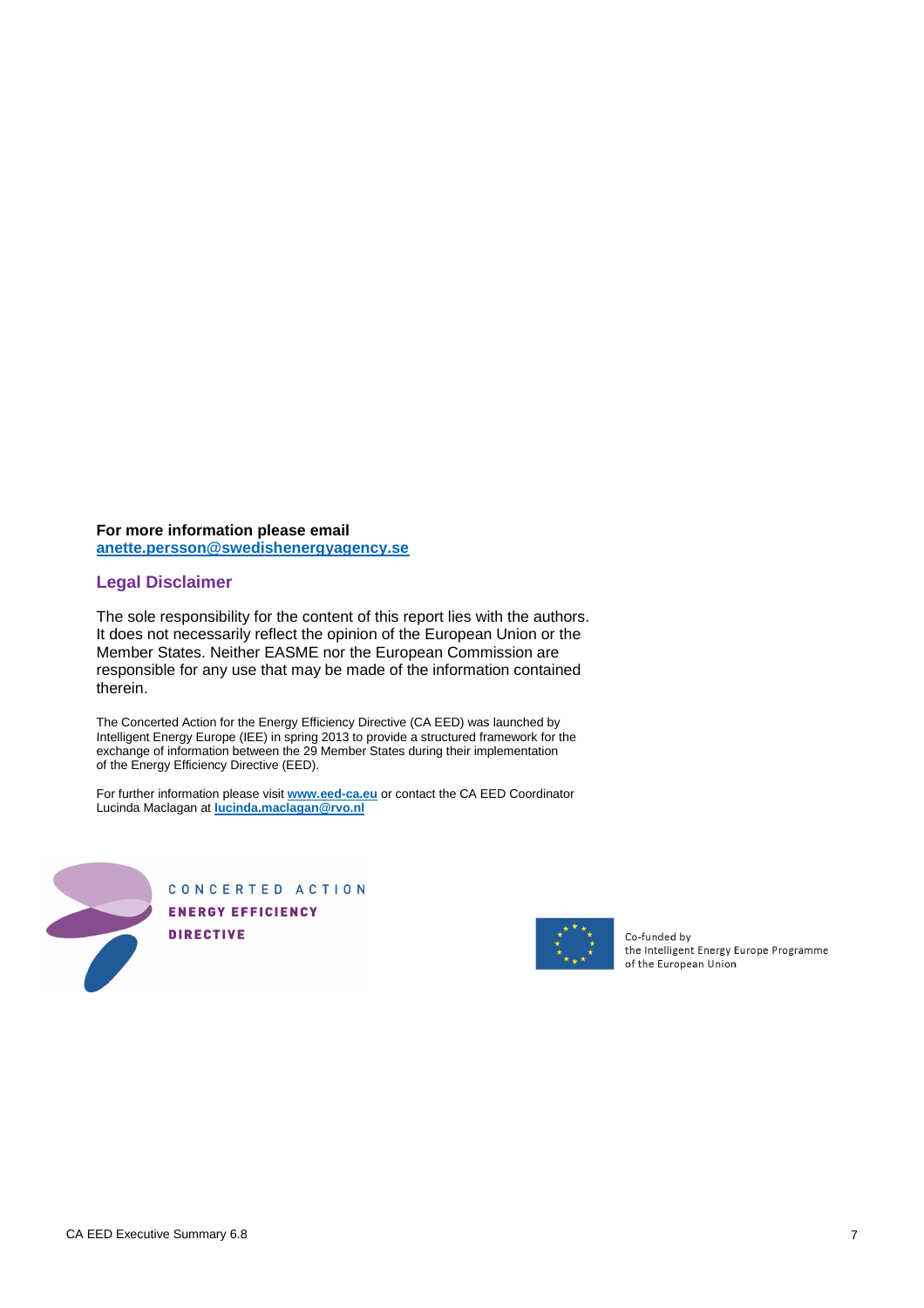**For more information please email**
**anette.persson@swedishenergyagency.se**

### Legal Disclaimer

The sole responsibility for the content of this report lies with the authors. It does not necessarily reflect the opinion of the European Union or the Member States. Neither EASME nor the European Commission are responsible for any use that may be made of the information contained therein.

The Concerted Action for the Energy Efficiency Directive (CA EED) was launched by Intelligent Energy Europe (IEE) in spring 2013 to provide a structured framework for the exchange of information between the 29 Member States during their implementation of the Energy Efficiency Directive (EED).

For further information please visit **www.eed-ca.eu** or contact the CA EED Coordinator Lucinda Maclagan at **lucinda.maclagan@rvo.nl**

CONCERTED ACTION
ENERGY EFFICIENCY
DIRECTIVE

Co-funded by
the Intelligent Energy Europe Programme
of the European Union